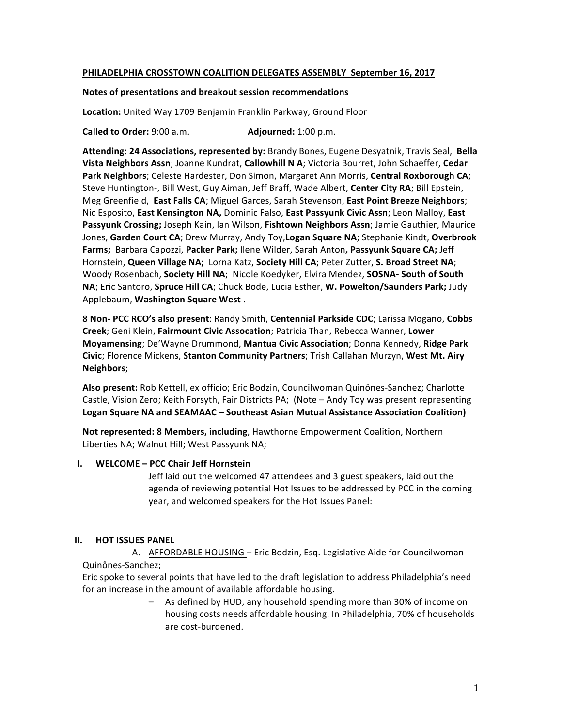**PHILADELPHIA CROSSTOWN COALITION DELEGATES ASSEMBLY September 16, 2017**

**Notes of presentations and breakout session recommendations**

**Location:** United Way 1709 Benjamin Franklin Parkway, Ground Floor

**Called to Order:** 9:00 a.m.  **Adjourned:** 1:00 p.m.

**Attending: 24 Associations, represented by:** Brandy Bones, Eugene Desyatnik, Travis Seal, **Bella Vista Neighbors Assn**; Joanne Kundrat, **Callowhill N A**; Victoria Bourret, John Schaeffer, **Cedar Park Neighbors**; Celeste Hardester, Don Simon, Margaret Ann Morris, **Central Roxborough CA**; Steve Huntington-, Bill West, Guy Aiman, Jeff Braff, Wade Albert, **Center City RA**; Bill Epstein, Meg Greenfield, **East Falls CA**; Miguel Garces, Sarah Stevenson, **East Point Breeze Neighbors**; Nic Esposito, **East Kensington NA,** Dominic Falso, **East Passyunk Civic Assn**; Leon Malloy, **East Passyunk Crossing;** Joseph Kain, Ian Wilson, **Fishtown Neighbors Assn**; Jamie Gauthier, Maurice Jones, **Garden Court CA**; Drew Murray, Andy Toy,**Logan Square NA**; Stephanie Kindt, **Overbrook Farms;** Barbara Capozzi, **Packer Park;** Ilene Wilder, Sarah Anton**, Passyunk Square CA;** Jeff Hornstein, **Queen Village NA;** Lorna Katz, **Society Hill CA**; Peter Zutter, **S. Broad Street NA**; Woody Rosenbach, **Society Hill NA**; Nicole Koedyker, Elvira Mendez, **SOSNA- South of South NA**; Eric Santoro, **Spruce Hill CA**; Chuck Bode, Lucia Esther, **W. Powelton/Saunders Park;** Judy Applebaum, **Washington Square West** .

**8 Non- PCC RCO's also present**: Randy Smith, **Centennial Parkside CDC**; Larissa Mogano, **Cobbs Creek**; Geni Klein, **Fairmount Civic Assocation**; Patricia Than, Rebecca Wanner, **Lower Moyamensing**; De'Wayne Drummond, **Mantua Civic Association**; Donna Kennedy, **Ridge Park Civic**; Florence Mickens, **Stanton Community Partners**; Trish Callahan Murzyn, **West Mt. Airy Neighbors**;

**Also present:** Rob Kettell, ex officio; Eric Bodzin, Councilwoman Quinônes-Sanchez; Charlotte Castle, Vision Zero; Keith Forsyth, Fair Districts PA; (Note – Andy Toy was present representing **Logan Square NA and SEAMAAC – Southeast Asian Mutual Assistance Association Coalition)**

**Not represented: 8 Members, including**, Hawthorne Empowerment Coalition, Northern Liberties NA; Walnut Hill; West Passyunk NA;

## I. WELCOME – PCC Chair Jeff Hornstein

Jeff laid out the welcomed 47 attendees and 3 guest speakers, laid out the agenda of reviewing potential Hot Issues to be addressed by PCC in the coming year, and welcomed speakers for the Hot Issues Panel:

## II. HOT ISSUES PANEL

A. AFFORDABLE HOUSING – Eric Bodzin, Esq. Legislative Aide for Councilwoman Quinônes-Sanchez;

Eric spoke to several points that have led to the draft legislation to address Philadelphia's need for an increase in the amount of available affordable housing.

- As defined by HUD, any household spending more than 30% of income on housing costs needs affordable housing. In Philadelphia, 70% of households are cost-burdened.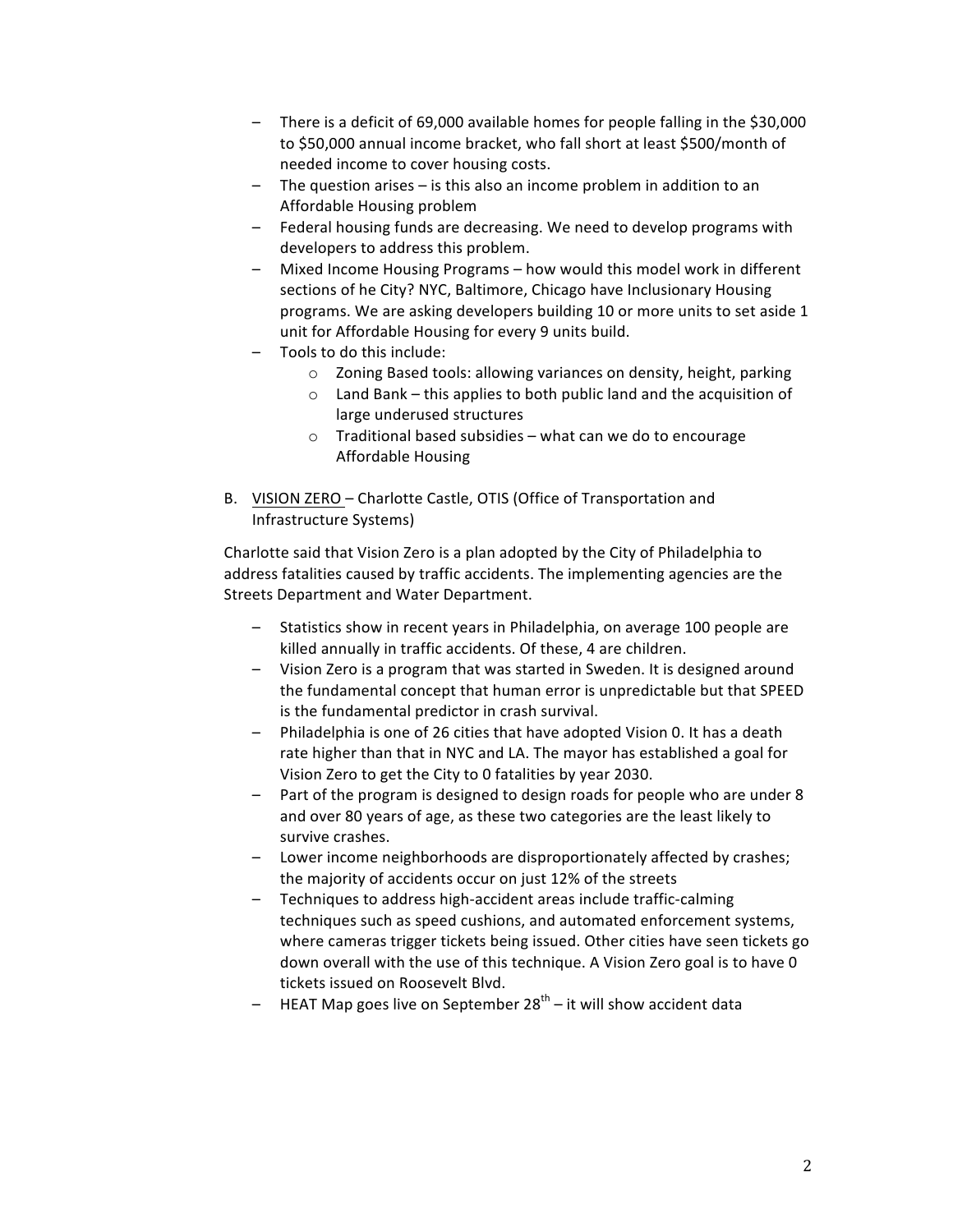- There is a deficit of 69,000 available homes for people falling in the $30,000 to $50,000 annual income bracket, who fall short at least $500/month of needed income to cover housing costs.
- The question arises – is this also an income problem in addition to an Affordable Housing problem
- Federal housing funds are decreasing. We need to develop programs with developers to address this problem.
- Mixed Income Housing Programs – how would this model work in different sections of he City? NYC, Baltimore, Chicago have Inclusionary Housing programs. We are asking developers building 10 or more units to set aside 1 unit for Affordable Housing for every 9 units build.
- Tools to do this include:
  - Zoning Based tools: allowing variances on density, height, parking
  - Land Bank – this applies to both public land and the acquisition of large underused structures
  - Traditional based subsidies – what can we do to encourage Affordable Housing

B. <u>VISION ZERO</u> – Charlotte Castle, OTIS (Office of Transportation and Infrastructure Systems)

Charlotte said that Vision Zero is a plan adopted by the City of Philadelphia to address fatalities caused by traffic accidents. The implementing agencies are the Streets Department and Water Department.

- Statistics show in recent years in Philadelphia, on average 100 people are killed annually in traffic accidents. Of these, 4 are children.
- Vision Zero is a program that was started in Sweden. It is designed around the fundamental concept that human error is unpredictable but that SPEED is the fundamental predictor in crash survival.
- Philadelphia is one of 26 cities that have adopted Vision 0. It has a death rate higher than that in NYC and LA. The mayor has established a goal for Vision Zero to get the City to 0 fatalities by year 2030.
- Part of the program is designed to design roads for people who are under 8 and over 80 years of age, as these two categories are the least likely to survive crashes.
- Lower income neighborhoods are disproportionately affected by crashes; the majority of accidents occur on just 12% of the streets
- Techniques to address high-accident areas include traffic-calming techniques such as speed cushions, and automated enforcement systems, where cameras trigger tickets being issued. Other cities have seen tickets go down overall with the use of this technique. A Vision Zero goal is to have 0 tickets issued on Roosevelt Blvd.
- HEAT Map goes live on September 28th – it will show accident data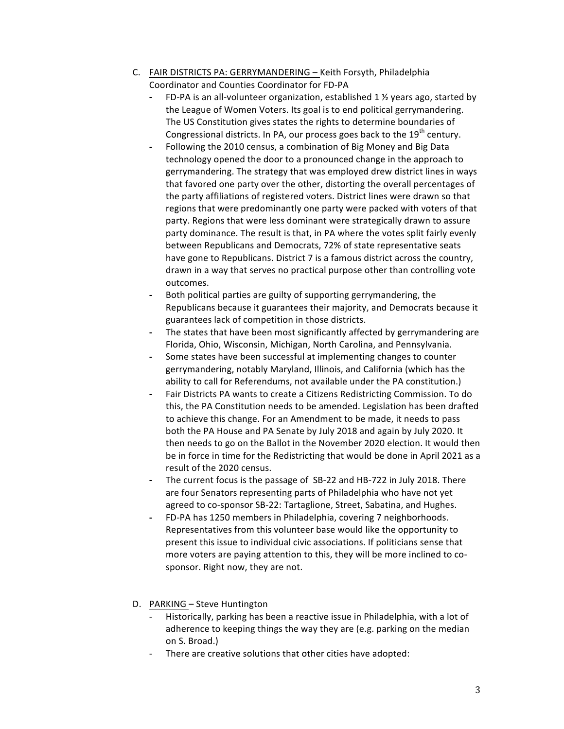C. <u>FAIR DISTRICTS PA: GERRYMANDERING – </u>Keith Forsyth, Philadelphia Coordinator and Counties Coordinator for FD-PA

- FD-PA is an all-volunteer organization, established 1 ½ years ago, started by the League of Women Voters. Its goal is to end political gerrymandering. The US Constitution gives states the rights to determine boundaries of Congressional districts. In PA, our process goes back to the 19th century.
- Following the 2010 census, a combination of Big Money and Big Data technology opened the door to a pronounced change in the approach to gerrymandering. The strategy that was employed drew district lines in ways that favored one party over the other, distorting the overall percentages of the party affiliations of registered voters. District lines were drawn so that regions that were predominantly one party were packed with voters of that party. Regions that were less dominant were strategically drawn to assure party dominance. The result is that, in PA where the votes split fairly evenly between Republicans and Democrats, 72% of state representative seats have gone to Republicans. District 7 is a famous district across the country, drawn in a way that serves no practical purpose other than controlling vote outcomes.
- Both political parties are guilty of supporting gerrymandering, the Republicans because it guarantees their majority, and Democrats because it guarantees lack of competition in those districts.
- The states that have been most significantly affected by gerrymandering are Florida, Ohio, Wisconsin, Michigan, North Carolina, and Pennsylvania.
- Some states have been successful at implementing changes to counter gerrymandering, notably Maryland, Illinois, and California (which has the ability to call for Referendums, not available under the PA constitution.)
- Fair Districts PA wants to create a Citizens Redistricting Commission. To do this, the PA Constitution needs to be amended. Legislation has been drafted to achieve this change. For an Amendment to be made, it needs to pass both the PA House and PA Senate by July 2018 and again by July 2020. It then needs to go on the Ballot in the November 2020 election. It would then be in force in time for the Redistricting that would be done in April 2021 as a result of the 2020 census.
- The current focus is the passage of SB-22 and HB-722 in July 2018. There are four Senators representing parts of Philadelphia who have not yet agreed to co-sponsor SB-22: Tartaglione, Street, Sabatina, and Hughes.
- FD-PA has 1250 members in Philadelphia, covering 7 neighborhoods. Representatives from this volunteer base would like the opportunity to present this issue to individual civic associations. If politicians sense that more voters are paying attention to this, they will be more inclined to co-sponsor. Right now, they are not.

D. <u>PARKING </u>– Steve Huntington

- Historically, parking has been a reactive issue in Philadelphia, with a lot of adherence to keeping things the way they are (e.g. parking on the median on S. Broad.)
- There are creative solutions that other cities have adopted: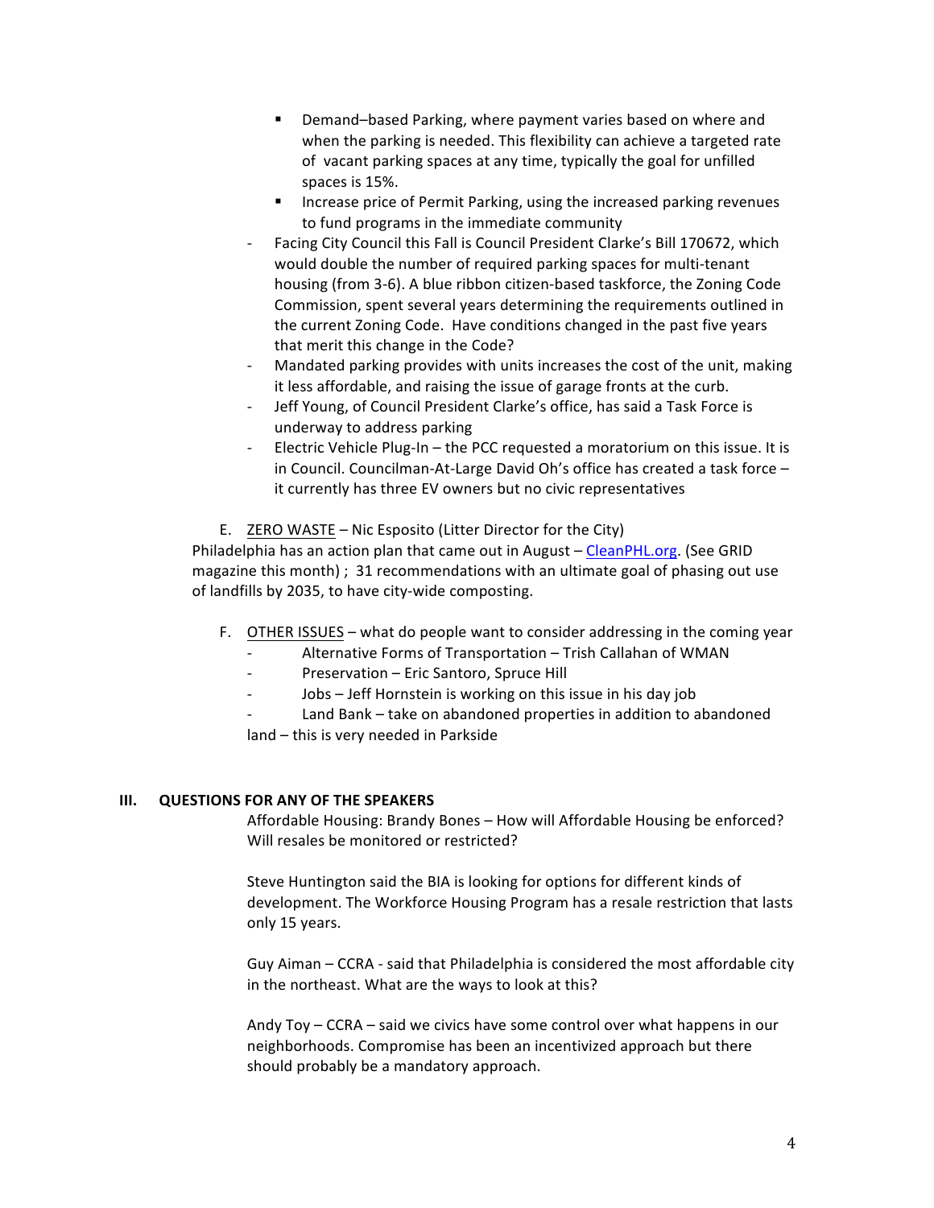- Demand–based Parking, where payment varies based on where and when the parking is needed. This flexibility can achieve a targeted rate of vacant parking spaces at any time, typically the goal for unfilled spaces is 15%.
- Increase price of Permit Parking, using the increased parking revenues to fund programs in the immediate community

- Facing City Council this Fall is Council President Clarke's Bill 170672, which would double the number of required parking spaces for multi-tenant housing (from 3-6). A blue ribbon citizen-based taskforce, the Zoning Code Commission, spent several years determining the requirements outlined in the current Zoning Code. Have conditions changed in the past five years that merit this change in the Code?
- Mandated parking provides with units increases the cost of the unit, making it less affordable, and raising the issue of garage fronts at the curb.
- Jeff Young, of Council President Clarke's office, has said a Task Force is underway to address parking
- Electric Vehicle Plug-In – the PCC requested a moratorium on this issue. It is in Council. Councilman-At-Large David Oh's office has created a task force – it currently has three EV owners but no civic representatives

E. ZERO WASTE – Nic Esposito (Litter Director for the City)

Philadelphia has an action plan that came out in August – [CleanPHL.org](http://CleanPHL.org). (See GRID magazine this month) ; 31 recommendations with an ultimate goal of phasing out use of landfills by 2035, to have city-wide composting.

F. OTHER ISSUES – what do people want to consider addressing in the coming year

- Alternative Forms of Transportation – Trish Callahan of WMAN
- Preservation – Eric Santoro, Spruce Hill
- Jobs – Jeff Hornstein is working on this issue in his day job
- Land Bank – take on abandoned properties in addition to abandoned land – this is very needed in Parkside

## III. QUESTIONS FOR ANY OF THE SPEAKERS

Affordable Housing: Brandy Bones – How will Affordable Housing be enforced? Will resales be monitored or restricted?

Steve Huntington said the BIA is looking for options for different kinds of development. The Workforce Housing Program has a resale restriction that lasts only 15 years.

Guy Aiman – CCRA - said that Philadelphia is considered the most affordable city in the northeast. What are the ways to look at this?

Andy Toy – CCRA – said we civics have some control over what happens in our neighborhoods. Compromise has been an incentivized approach but there should probably be a mandatory approach.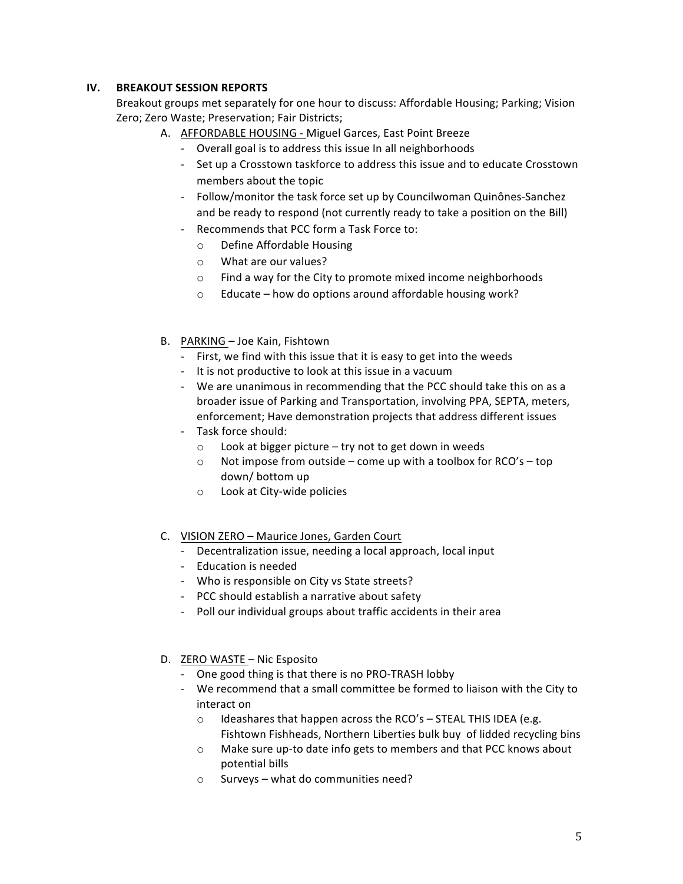## IV. BREAKOUT SESSION REPORTS

Breakout groups met separately for one hour to discuss: Affordable Housing; Parking; Vision Zero; Zero Waste; Preservation; Fair Districts;

A. <u>AFFORDABLE HOUSING -</u> Miguel Garces, East Point Breeze
   - Overall goal is to address this issue In all neighborhoods
   - Set up a Crosstown taskforce to address this issue and to educate Crosstown members about the topic
   - Follow/monitor the task force set up by Councilwoman Quinônes-Sanchez and be ready to respond (not currently ready to take a position on the Bill)
   - Recommends that PCC form a Task Force to:
     - Define Affordable Housing
     - What are our values?
     - Find a way for the City to promote mixed income neighborhoods
     - Educate – how do options around affordable housing work?

B. <u>PARKING</u> – Joe Kain, Fishtown
   - First, we find with this issue that it is easy to get into the weeds
   - It is not productive to look at this issue in a vacuum
   - We are unanimous in recommending that the PCC should take this on as a broader issue of Parking and Transportation, involving PPA, SEPTA, meters, enforcement; Have demonstration projects that address different issues
   - Task force should:
     - Look at bigger picture – try not to get down in weeds
     - Not impose from outside – come up with a toolbox for RCO's – top down/ bottom up
     - Look at City-wide policies

C. <u>VISION ZERO – Maurice Jones, Garden Court</u>
   - Decentralization issue, needing a local approach, local input
   - Education is needed
   - Who is responsible on City vs State streets?
   - PCC should establish a narrative about safety
   - Poll our individual groups about traffic accidents in their area

D. <u>ZERO WASTE</u> – Nic Esposito
   - One good thing is that there is no PRO-TRASH lobby
   - We recommend that a small committee be formed to liaison with the City to interact on
     - Ideashares that happen across the RCO's – STEAL THIS IDEA (e.g. Fishtown Fishheads, Northern Liberties bulk buy of lidded recycling bins
     - Make sure up-to date info gets to members and that PCC knows about potential bills
     - Surveys – what do communities need?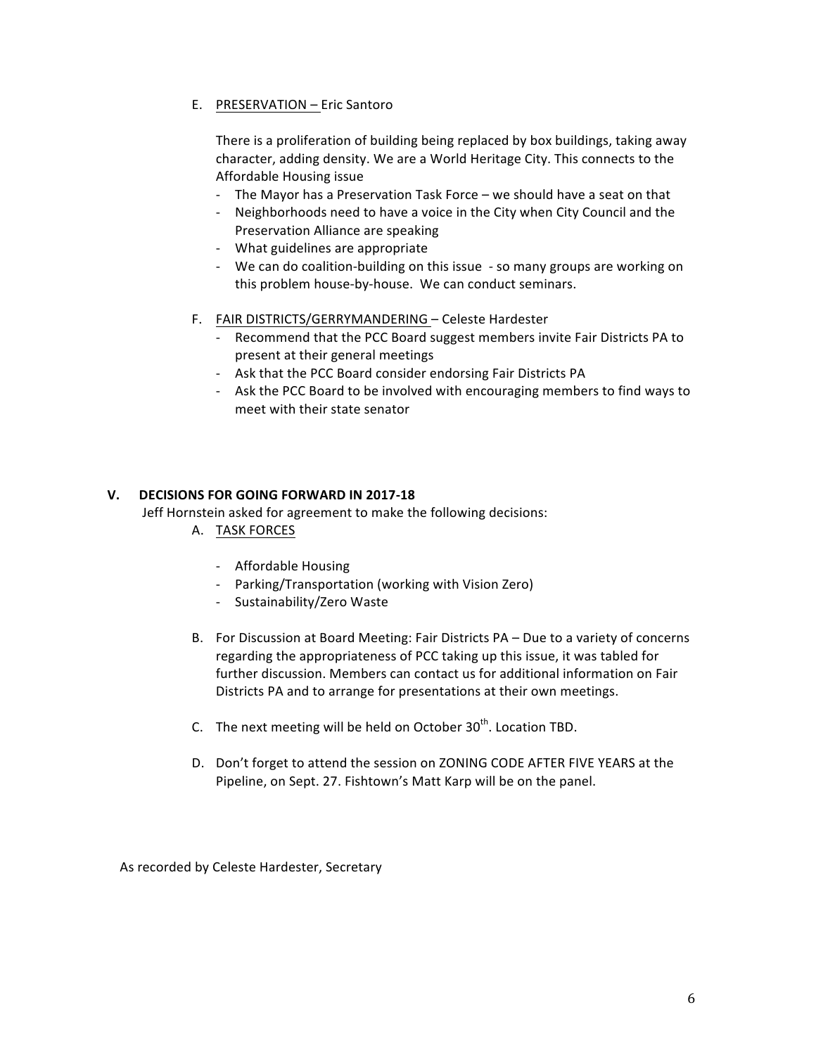E. PRESERVATION – Eric Santoro

   There is a proliferation of building being replaced by box buildings, taking away character, adding density. We are a World Heritage City. This connects to the Affordable Housing issue

   - The Mayor has a Preservation Task Force – we should have a seat on that
   - Neighborhoods need to have a voice in the City when City Council and the Preservation Alliance are speaking
   - What guidelines are appropriate
   - We can do coalition-building on this issue - so many groups are working on this problem house-by-house. We can conduct seminars.

F. FAIR DISTRICTS/GERRYMANDERING – Celeste Hardester

   - Recommend that the PCC Board suggest members invite Fair Districts PA to present at their general meetings
   - Ask that the PCC Board consider endorsing Fair Districts PA
   - Ask the PCC Board to be involved with encouraging members to find ways to meet with their state senator

## V. DECISIONS FOR GOING FORWARD IN 2017-18

Jeff Hornstein asked for agreement to make the following decisions:

A. TASK FORCES

   - Affordable Housing
   - Parking/Transportation (working with Vision Zero)
   - Sustainability/Zero Waste

B. For Discussion at Board Meeting: Fair Districts PA – Due to a variety of concerns regarding the appropriateness of PCC taking up this issue, it was tabled for further discussion. Members can contact us for additional information on Fair Districts PA and to arrange for presentations at their own meetings.

C. The next meeting will be held on October 30th. Location TBD.

D. Don't forget to attend the session on ZONING CODE AFTER FIVE YEARS at the Pipeline, on Sept. 27. Fishtown's Matt Karp will be on the panel.

As recorded by Celeste Hardester, Secretary